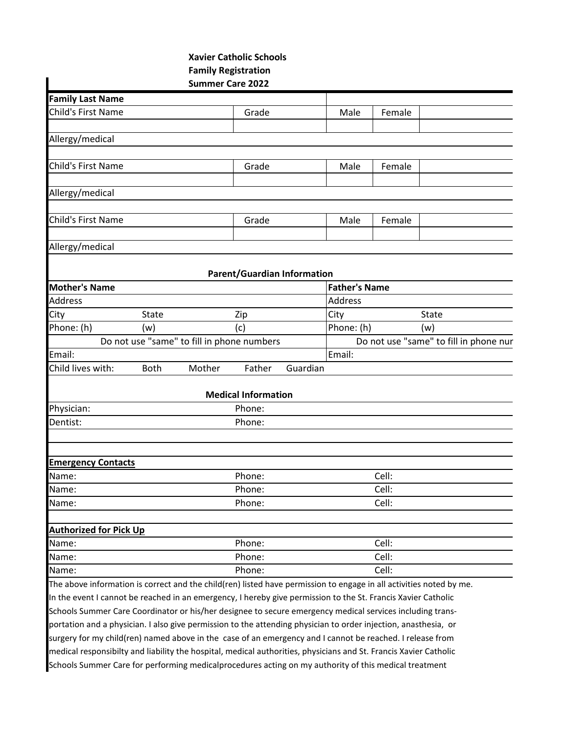**Xavier Catholic Schools**
**Family Registration**
**Summer Care 2022**

| **Family Last Name** | | | | | |
|---|---|---|---|---|---|
| Child's First Name | | Grade | Male | Female | |
| | | | | | |
| Allergy/medical | | | | | |
| | | | | | |
| Child's First Name | | Grade | Male | Female | |
| | | | | | |
| Allergy/medical | | | | | |
| | | | | | |
| Child's First Name | | Grade | Male | Female | |
| | | | | | |
| Allergy/medical | | | | | |

**Parent/Guardian Information**

| **Mother's Name** | | | | **Father's Name** | |
|---|---|---|---|---|---|
| Address | | | | Address | |
| City | State | Zip | | City | State |
| Phone: (h) | (w) | (c) | | Phone: (h) | (w) |
| Do not use "same" to fill in phone numbers | | | | Do not use "same" to fill in phone nur | |
| Email: | | | | Email: | |
| Child lives with: | Both | Mother | Father | Guardian | |

**Medical Information**

| Physician: | Phone: |
|---|---|
| Dentist: | Phone: |

**Emergency Contacts**

| Name: | Phone: | Cell: |
|---|---|---|
| Name: | Phone: | Cell: |
| Name: | Phone: | Cell: |

**Authorized for Pick Up**

| Name: | Phone: | Cell: |
|---|---|---|
| Name: | Phone: | Cell: |
| Name: | Phone: | Cell: |

The above information is correct and the child(ren) listed have permission to engage in all activities noted by me. In the event I cannot be reached in an emergency, I hereby give permission to the St. Francis Xavier Catholic Schools Summer Care Coordinator or his/her designee to secure emergency medical services including transportation and a physician. I also give permission to the attending physician to order injection, anasthesia, or surgery for my child(ren) named above in the case of an emergency and I cannot be reached. I release from medical responsibilty and liability the hospital, medical authorities, physicians and St. Francis Xavier Catholic Schools Summer Care for performing medicalprocedures acting on my authority of this medical treatment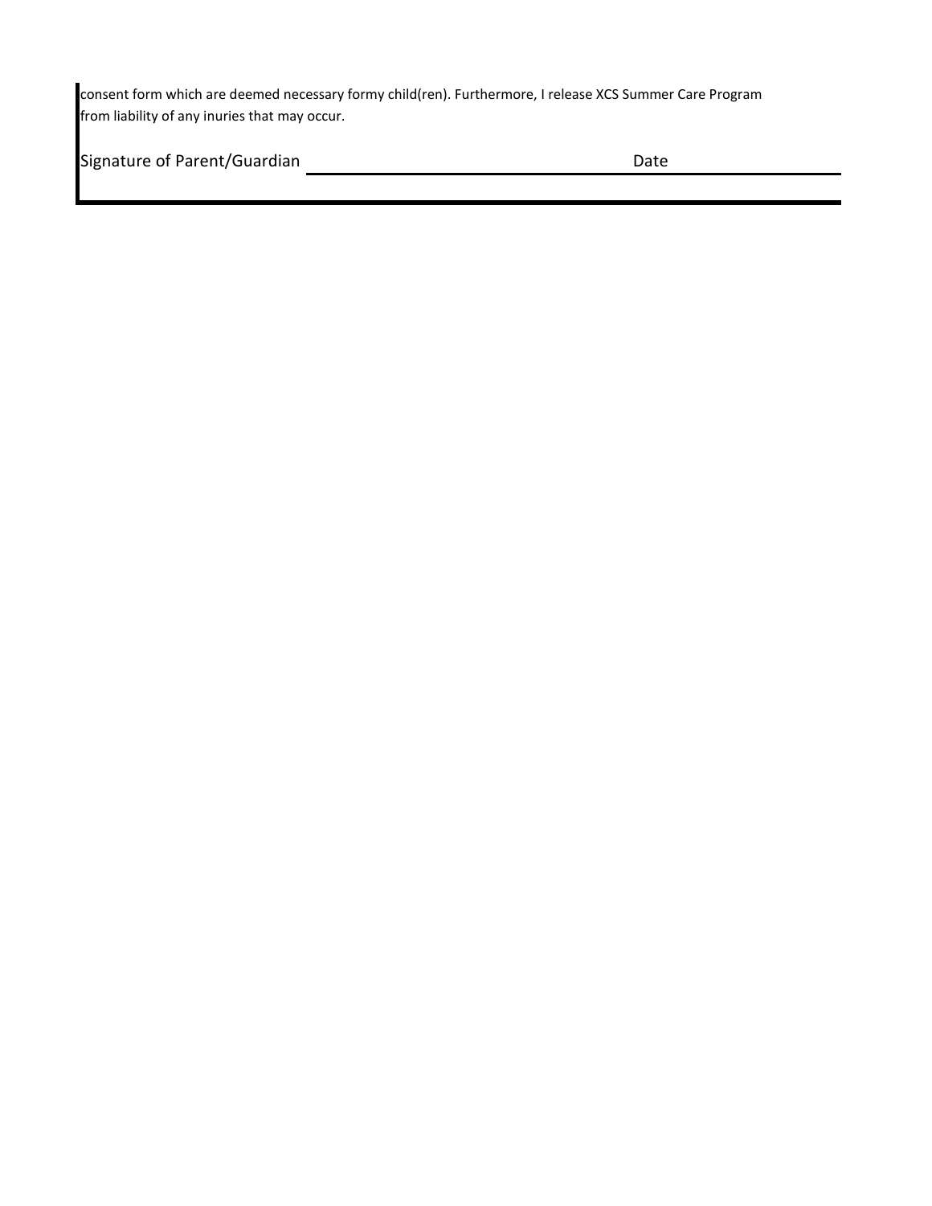consent form which are deemed necessary formy child(ren). Furthermore, I release XCS Summer Care Program from liability of any inuries that may occur.

Signature of Parent/Guardian ______________________________ Date ______________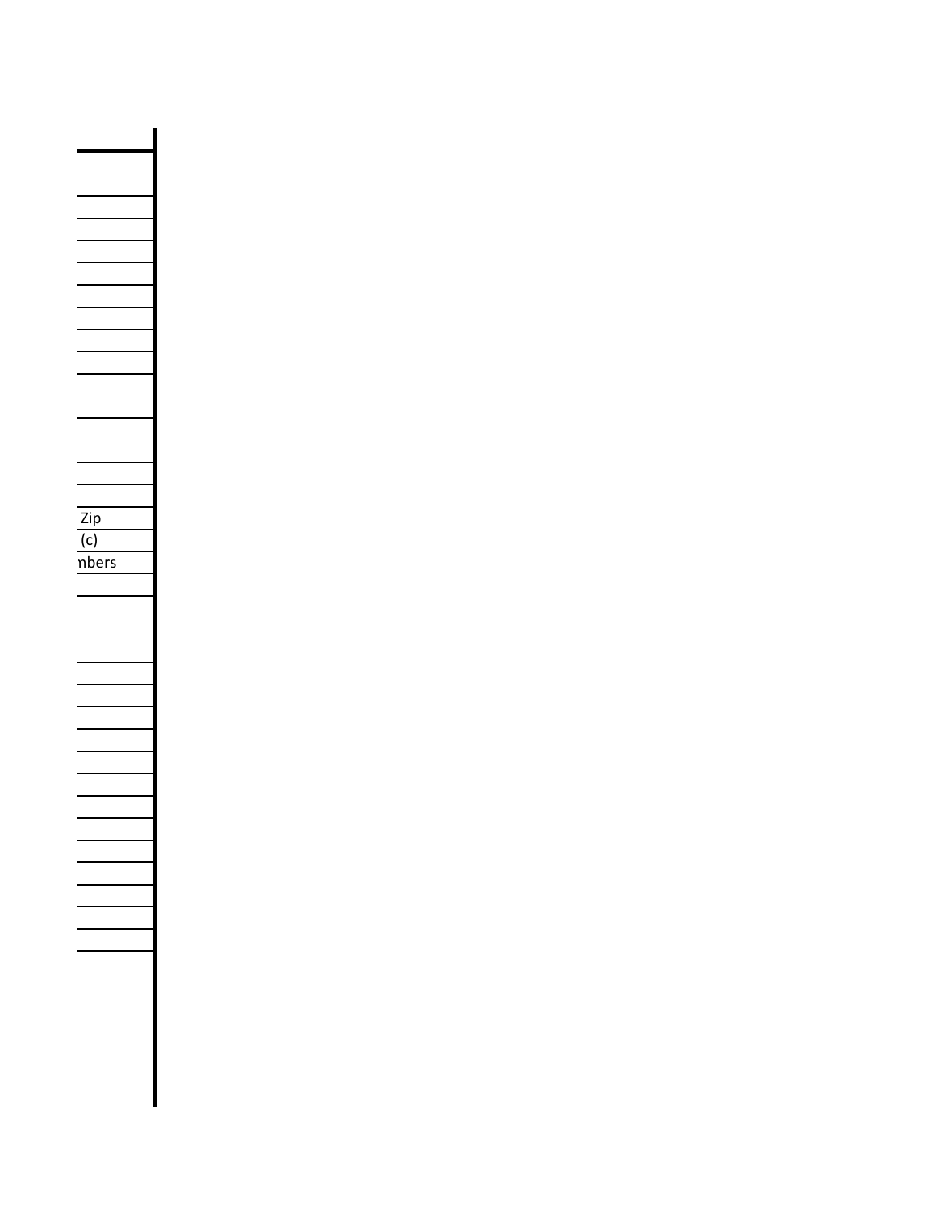Zip

(c)

nbers